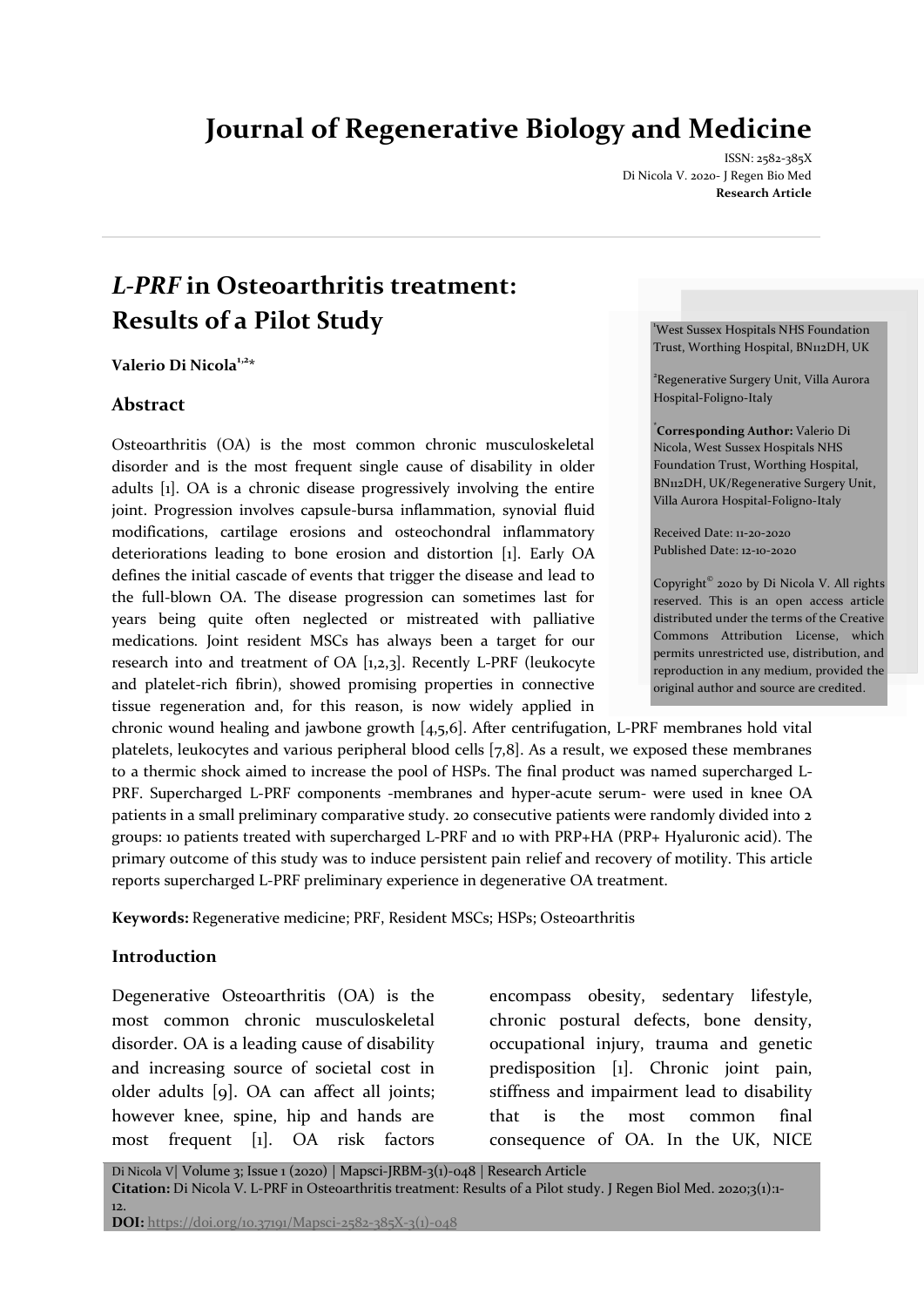# Journal of Regenerative Biology and Medicine

ISSN: 2582-385X
Di Nicola V. 2020- J Regen Bio Med
**Research Article**

## *L-PRF* in Osteoarthritis treatment: Results of a Pilot Study

**Valerio Di Nicola[1,2]***

[1]West Sussex Hospitals NHS Foundation Trust, Worthing Hospital, BN112DH, UK

[2]Regenerative Surgery Unit, Villa Aurora Hospital-Foligno-Italy

***Corresponding Author:** Valerio Di Nicola, West Sussex Hospitals NHS Foundation Trust, Worthing Hospital, BN112DH, UK/Regenerative Surgery Unit, Villa Aurora Hospital-Foligno-Italy

Received Date: 11-20-2020
Published Date: 12-10-2020

Copyright© 2020 by Di Nicola V. All rights reserved. This is an open access article distributed under the terms of the Creative Commons Attribution License, which permits unrestricted use, distribution, and reproduction in any medium, provided the original author and source are credited.

### Abstract

Osteoarthritis (OA) is the most common chronic musculoskeletal disorder and is the most frequent single cause of disability in older adults [1]. OA is a chronic disease progressively involving the entire joint. Progression involves capsule-bursa inflammation, synovial fluid modifications, cartilage erosions and osteochondral inflammatory deteriorations leading to bone erosion and distortion [1]. Early OA defines the initial cascade of events that trigger the disease and lead to the full-blown OA. The disease progression can sometimes last for years being quite often neglected or mistreated with palliative medications. Joint resident MSCs has always been a target for our research into and treatment of OA [1,2,3]. Recently L-PRF (leukocyte and platelet-rich fibrin), showed promising properties in connective tissue regeneration and, for this reason, is now widely applied in chronic wound healing and jawbone growth [4,5,6]. After centrifugation, L-PRF membranes hold vital platelets, leukocytes and various peripheral blood cells [7,8]. As a result, we exposed these membranes to a thermic shock aimed to increase the pool of HSPs. The final product was named supercharged L-PRF. Supercharged L-PRF components -membranes and hyper-acute serum- were used in knee OA patients in a small preliminary comparative study. 20 consecutive patients were randomly divided into 2 groups: 10 patients treated with supercharged L-PRF and 10 with PRP+HA (PRP+ Hyaluronic acid). The primary outcome of this study was to induce persistent pain relief and recovery of motility. This article reports supercharged L-PRF preliminary experience in degenerative OA treatment.

**Keywords:** Regenerative medicine; PRF, Resident MSCs; HSPs; Osteoarthritis

### Introduction

Degenerative Osteoarthritis (OA) is the most common chronic musculoskeletal disorder. OA is a leading cause of disability and increasing source of societal cost in older adults [9]. OA can affect all joints; however knee, spine, hip and hands are most frequent [1]. OA risk factors encompass obesity, sedentary lifestyle, chronic postural defects, bone density, occupational injury, trauma and genetic predisposition [1]. Chronic joint pain, stiffness and impairment lead to disability that is the most common final consequence of OA. In the UK, NICE

**Citation:** Di Nicola V. L-PRF in Osteoarthritis treatment: Results of a Pilot study. J Regen Biol Med. 2020;3(1):1-12.
**DOI:** https://doi.org/10.37191/Mapsci-2582-385X-3(1)-048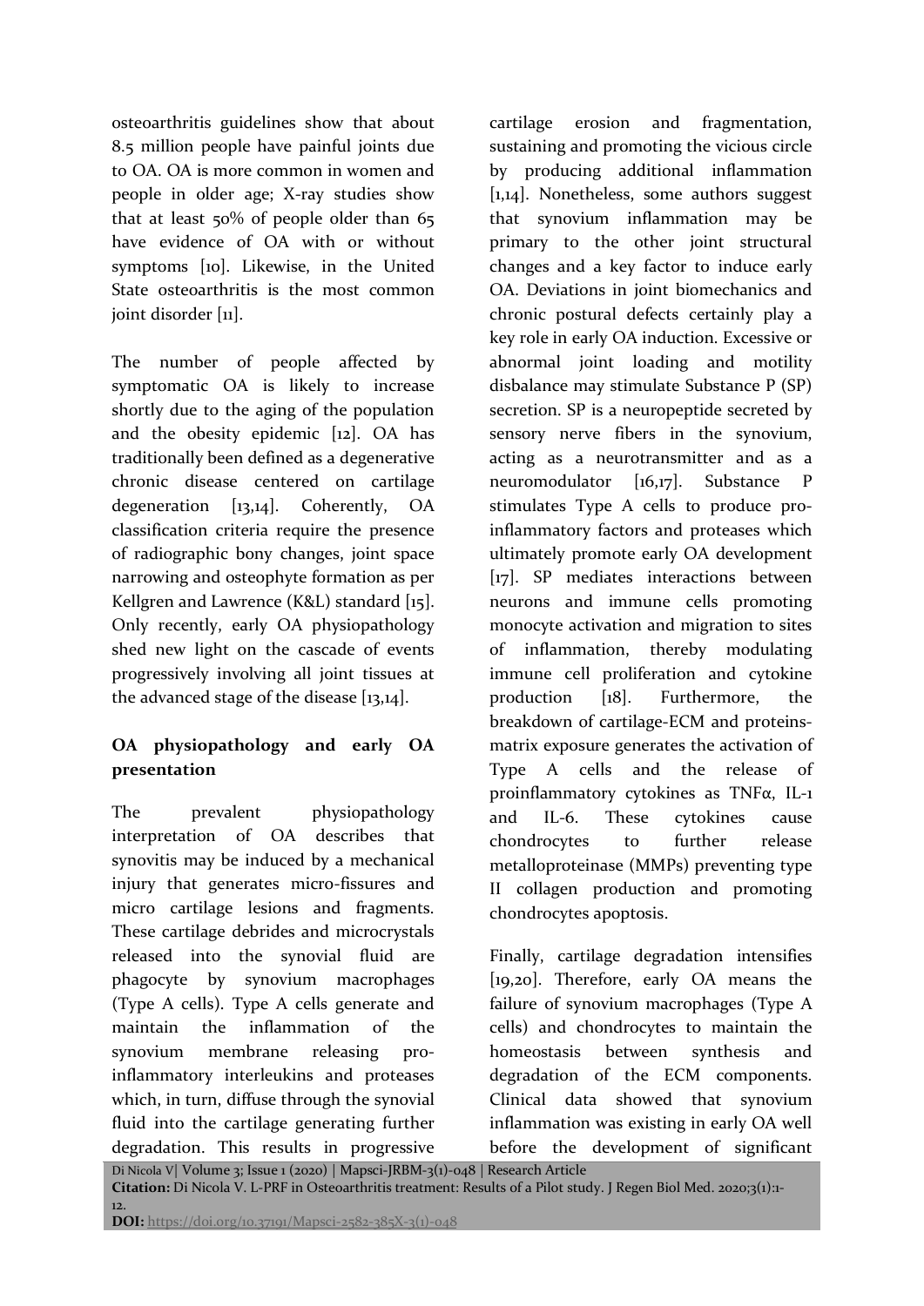osteoarthritis guidelines show that about 8.5 million people have painful joints due to OA. OA is more common in women and people in older age; X-ray studies show that at least 50% of people older than 65 have evidence of OA with or without symptoms [10]. Likewise, in the United State osteoarthritis is the most common joint disorder [11].

The number of people affected by symptomatic OA is likely to increase shortly due to the aging of the population and the obesity epidemic [12]. OA has traditionally been defined as a degenerative chronic disease centered on cartilage degeneration [13,14]. Coherently, OA classification criteria require the presence of radiographic bony changes, joint space narrowing and osteophyte formation as per Kellgren and Lawrence (K&L) standard [15]. Only recently, early OA physiopathology shed new light on the cascade of events progressively involving all joint tissues at the advanced stage of the disease [13,14].

**OA physiopathology and early OA presentation**

The prevalent physiopathology interpretation of OA describes that synovitis may be induced by a mechanical injury that generates micro-fissures and micro cartilage lesions and fragments. These cartilage debrides and microcrystals released into the synovial fluid are phagocyte by synovium macrophages (Type A cells). Type A cells generate and maintain the inflammation of the synovium membrane releasing pro-inflammatory interleukins and proteases which, in turn, diffuse through the synovial fluid into the cartilage generating further degradation. This results in progressive cartilage erosion and fragmentation, sustaining and promoting the vicious circle by producing additional inflammation [1,14]. Nonetheless, some authors suggest that synovium inflammation may be primary to the other joint structural changes and a key factor to induce early OA. Deviations in joint biomechanics and chronic postural defects certainly play a key role in early OA induction. Excessive or abnormal joint loading and motility disbalance may stimulate Substance P (SP) secretion. SP is a neuropeptide secreted by sensory nerve fibers in the synovium, acting as a neurotransmitter and as a neuromodulator [16,17]. Substance P stimulates Type A cells to produce pro-inflammatory factors and proteases which ultimately promote early OA development [17]. SP mediates interactions between neurons and immune cells promoting monocyte activation and migration to sites of inflammation, thereby modulating immune cell proliferation and cytokine production [18]. Furthermore, the breakdown of cartilage-ECM and proteins-matrix exposure generates the activation of Type A cells and the release of proinflammatory cytokines as TNFα, IL-1 and IL-6. These cytokines cause chondrocytes to further release metalloproteinase (MMPs) preventing type II collagen production and promoting chondrocytes apoptosis.

Finally, cartilage degradation intensifies [19,20]. Therefore, early OA means the failure of synovium macrophages (Type A cells) and chondrocytes to maintain the homeostasis between synthesis and degradation of the ECM components. Clinical data showed that synovium inflammation was existing in early OA well before the development of significant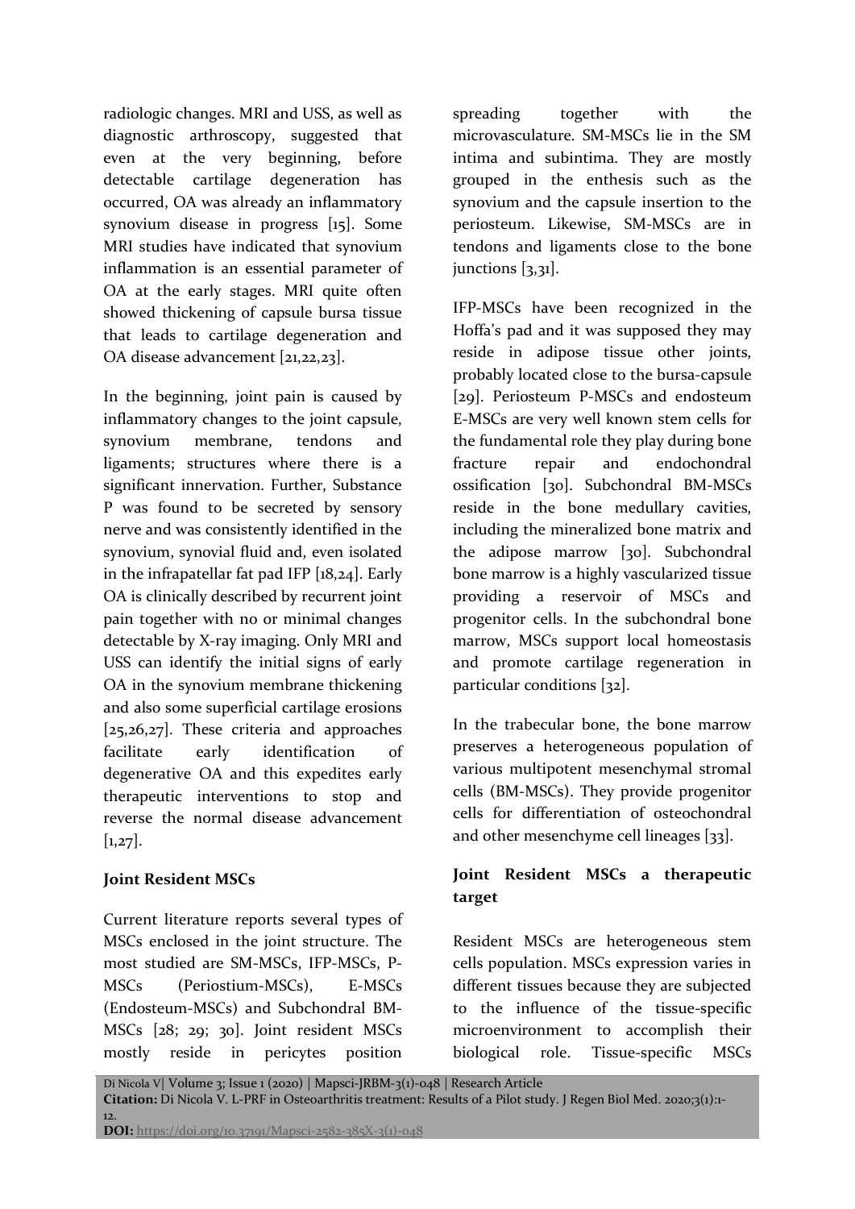radiologic changes. MRI and USS, as well as diagnostic arthroscopy, suggested that even at the very beginning, before detectable cartilage degeneration has occurred, OA was already an inflammatory synovium disease in progress [15]. Some MRI studies have indicated that synovium inflammation is an essential parameter of OA at the early stages. MRI quite often showed thickening of capsule bursa tissue that leads to cartilage degeneration and OA disease advancement [21,22,23].

In the beginning, joint pain is caused by inflammatory changes to the joint capsule, synovium membrane, tendons and ligaments; structures where there is a significant innervation. Further, Substance P was found to be secreted by sensory nerve and was consistently identified in the synovium, synovial fluid and, even isolated in the infrapatellar fat pad IFP [18,24]. Early OA is clinically described by recurrent joint pain together with no or minimal changes detectable by X-ray imaging. Only MRI and USS can identify the initial signs of early OA in the synovium membrane thickening and also some superficial cartilage erosions [25,26,27]. These criteria and approaches facilitate early identification of degenerative OA and this expedites early therapeutic interventions to stop and reverse the normal disease advancement [1,27].

### Joint Resident MSCs

Current literature reports several types of MSCs enclosed in the joint structure. The most studied are SM-MSCs, IFP-MSCs, P-MSCs (Periostium-MSCs), E-MSCs (Endosteum-MSCs) and Subchondral BM-MSCs [28; 29; 30]. Joint resident MSCs mostly reside in pericytes position spreading together with the microvasculature. SM-MSCs lie in the SM intima and subintima. They are mostly grouped in the enthesis such as the synovium and the capsule insertion to the periosteum. Likewise, SM-MSCs are in tendons and ligaments close to the bone junctions [3,31].

IFP-MSCs have been recognized in the Hoffa's pad and it was supposed they may reside in adipose tissue other joints, probably located close to the bursa-capsule [29]. Periosteum P-MSCs and endosteum E-MSCs are very well known stem cells for the fundamental role they play during bone fracture repair and endochondral ossification [30]. Subchondral BM-MSCs reside in the bone medullary cavities, including the mineralized bone matrix and the adipose marrow [30]. Subchondral bone marrow is a highly vascularized tissue providing a reservoir of MSCs and progenitor cells. In the subchondral bone marrow, MSCs support local homeostasis and promote cartilage regeneration in particular conditions [32].

In the trabecular bone, the bone marrow preserves a heterogeneous population of various multipotent mesenchymal stromal cells (BM-MSCs). They provide progenitor cells for differentiation of osteochondral and other mesenchyme cell lineages [33].

### Joint Resident MSCs a therapeutic target

Resident MSCs are heterogeneous stem cells population. MSCs expression varies in different tissues because they are subjected to the influence of the tissue-specific microenvironment to accomplish their biological role. Tissue-specific MSCs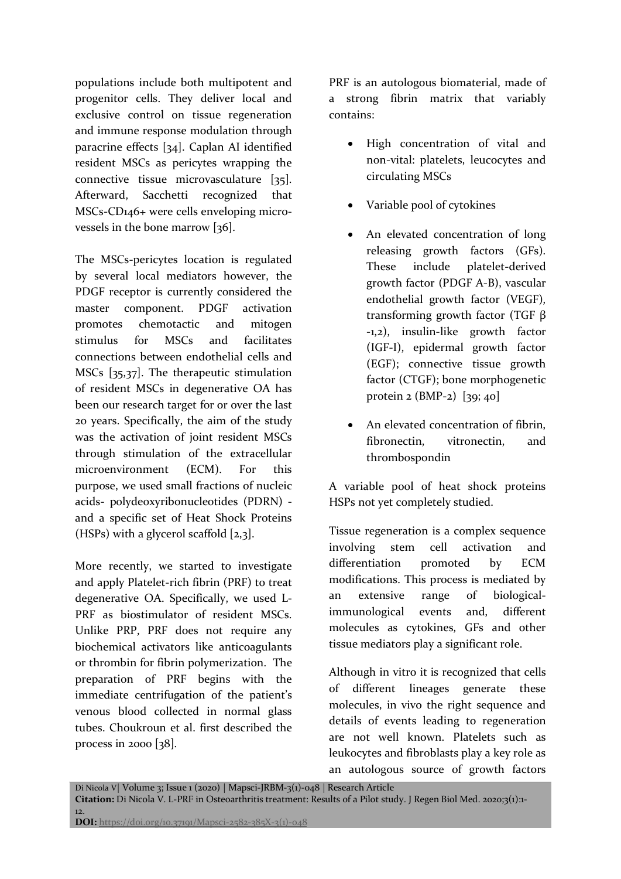populations include both multipotent and progenitor cells. They deliver local and exclusive control on tissue regeneration and immune response modulation through paracrine effects [34]. Caplan AI identified resident MSCs as pericytes wrapping the connective tissue microvasculature [35]. Afterward, Sacchetti recognized that MSCs-CD146+ were cells enveloping micro-vessels in the bone marrow [36].

The MSCs-pericytes location is regulated by several local mediators however, the PDGF receptor is currently considered the master component. PDGF activation promotes chemotactic and mitogen stimulus for MSCs and facilitates connections between endothelial cells and MSCs [35,37]. The therapeutic stimulation of resident MSCs in degenerative OA has been our research target for or over the last 20 years. Specifically, the aim of the study was the activation of joint resident MSCs through stimulation of the extracellular microenvironment (ECM). For this purpose, we used small fractions of nucleic acids- polydeoxyribonucleotides (PDRN) - and a specific set of Heat Shock Proteins (HSPs) with a glycerol scaffold [2,3].

More recently, we started to investigate and apply Platelet-rich fibrin (PRF) to treat degenerative OA. Specifically, we used L-PRF as biostimulator of resident MSCs. Unlike PRP, PRF does not require any biochemical activators like anticoagulants or thrombin for fibrin polymerization. The preparation of PRF begins with the immediate centrifugation of the patient's venous blood collected in normal glass tubes. Choukroun et al. first described the process in 2000 [38].

PRF is an autologous biomaterial, made of a strong fibrin matrix that variably contains:

- High concentration of vital and non-vital: platelets, leucocytes and circulating MSCs
- Variable pool of cytokines
- An elevated concentration of long releasing growth factors (GFs). These include platelet-derived growth factor (PDGF A-B), vascular endothelial growth factor (VEGF), transforming growth factor (TGF β -1,2), insulin-like growth factor (IGF-I), epidermal growth factor (EGF); connective tissue growth factor (CTGF); bone morphogenetic protein 2 (BMP-2) [39; 40]
- An elevated concentration of fibrin, fibronectin, vitronectin, and thrombospondin

A variable pool of heat shock proteins HSPs not yet completely studied.

Tissue regeneration is a complex sequence involving stem cell activation and differentiation promoted by ECM modifications. This process is mediated by an extensive range of biological-immunological events and, different molecules as cytokines, GFs and other tissue mediators play a significant role.

Although in vitro it is recognized that cells of different lineages generate these molecules, in vivo the right sequence and details of events leading to regeneration are not well known. Platelets such as leukocytes and fibroblasts play a key role as an autologous source of growth factors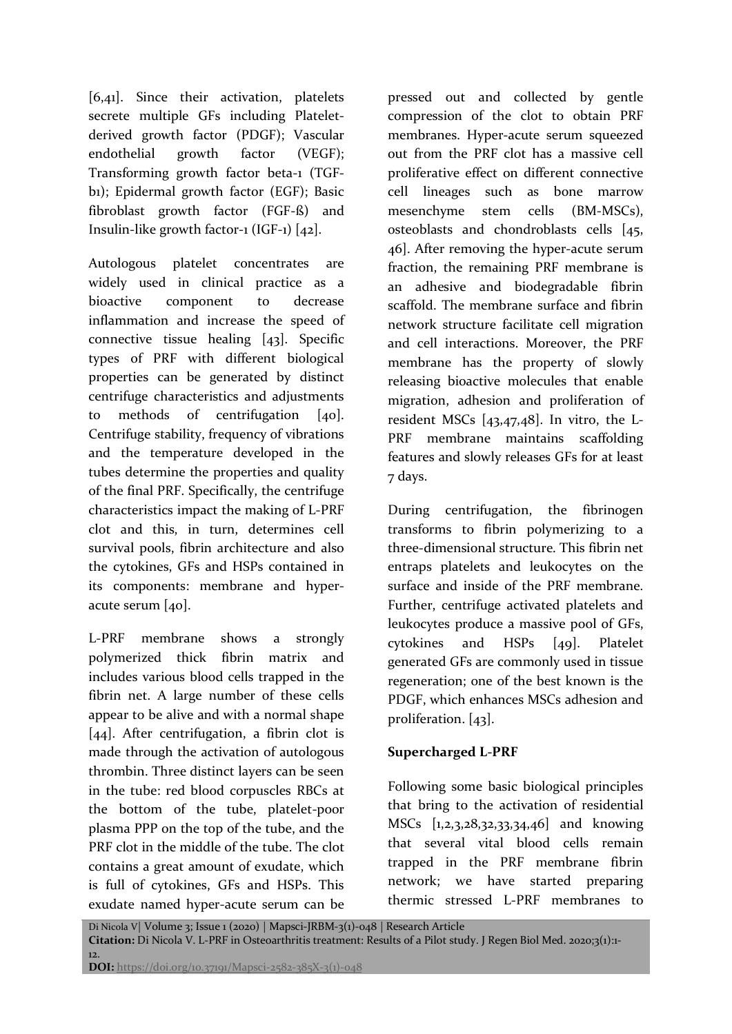[6,41]. Since their activation, platelets secrete multiple GFs including Platelet-derived growth factor (PDGF); Vascular endothelial growth factor (VEGF); Transforming growth factor beta-1 (TGF-b1); Epidermal growth factor (EGF); Basic fibroblast growth factor (FGF-ß) and Insulin-like growth factor-1 (IGF-1) [42].

Autologous platelet concentrates are widely used in clinical practice as a bioactive component to decrease inflammation and increase the speed of connective tissue healing [43]. Specific types of PRF with different biological properties can be generated by distinct centrifuge characteristics and adjustments to methods of centrifugation [40]. Centrifuge stability, frequency of vibrations and the temperature developed in the tubes determine the properties and quality of the final PRF. Specifically, the centrifuge characteristics impact the making of L-PRF clot and this, in turn, determines cell survival pools, fibrin architecture and also the cytokines, GFs and HSPs contained in its components: membrane and hyper-acute serum [40].

L-PRF membrane shows a strongly polymerized thick fibrin matrix and includes various blood cells trapped in the fibrin net. A large number of these cells appear to be alive and with a normal shape [44]. After centrifugation, a fibrin clot is made through the activation of autologous thrombin. Three distinct layers can be seen in the tube: red blood corpuscles RBCs at the bottom of the tube, platelet-poor plasma PPP on the top of the tube, and the PRF clot in the middle of the tube. The clot contains a great amount of exudate, which is full of cytokines, GFs and HSPs. This exudate named hyper-acute serum can be pressed out and collected by gentle compression of the clot to obtain PRF membranes. Hyper-acute serum squeezed out from the PRF clot has a massive cell proliferative effect on different connective cell lineages such as bone marrow mesenchyme stem cells (BM-MSCs), osteoblasts and chondroblasts cells [45, 46]. After removing the hyper-acute serum fraction, the remaining PRF membrane is an adhesive and biodegradable fibrin scaffold. The membrane surface and fibrin network structure facilitate cell migration and cell interactions. Moreover, the PRF membrane has the property of slowly releasing bioactive molecules that enable migration, adhesion and proliferation of resident MSCs [43,47,48]. In vitro, the L-PRF membrane maintains scaffolding features and slowly releases GFs for at least 7 days.

During centrifugation, the fibrinogen transforms to fibrin polymerizing to a three-dimensional structure. This fibrin net entraps platelets and leukocytes on the surface and inside of the PRF membrane. Further, centrifuge activated platelets and leukocytes produce a massive pool of GFs, cytokines and HSPs [49]. Platelet generated GFs are commonly used in tissue regeneration; one of the best known is the PDGF, which enhances MSCs adhesion and proliferation. [43].

**Supercharged L-PRF**

Following some basic biological principles that bring to the activation of residential MSCs [1,2,3,28,32,33,34,46] and knowing that several vital blood cells remain trapped in the PRF membrane fibrin network; we have started preparing thermic stressed L-PRF membranes to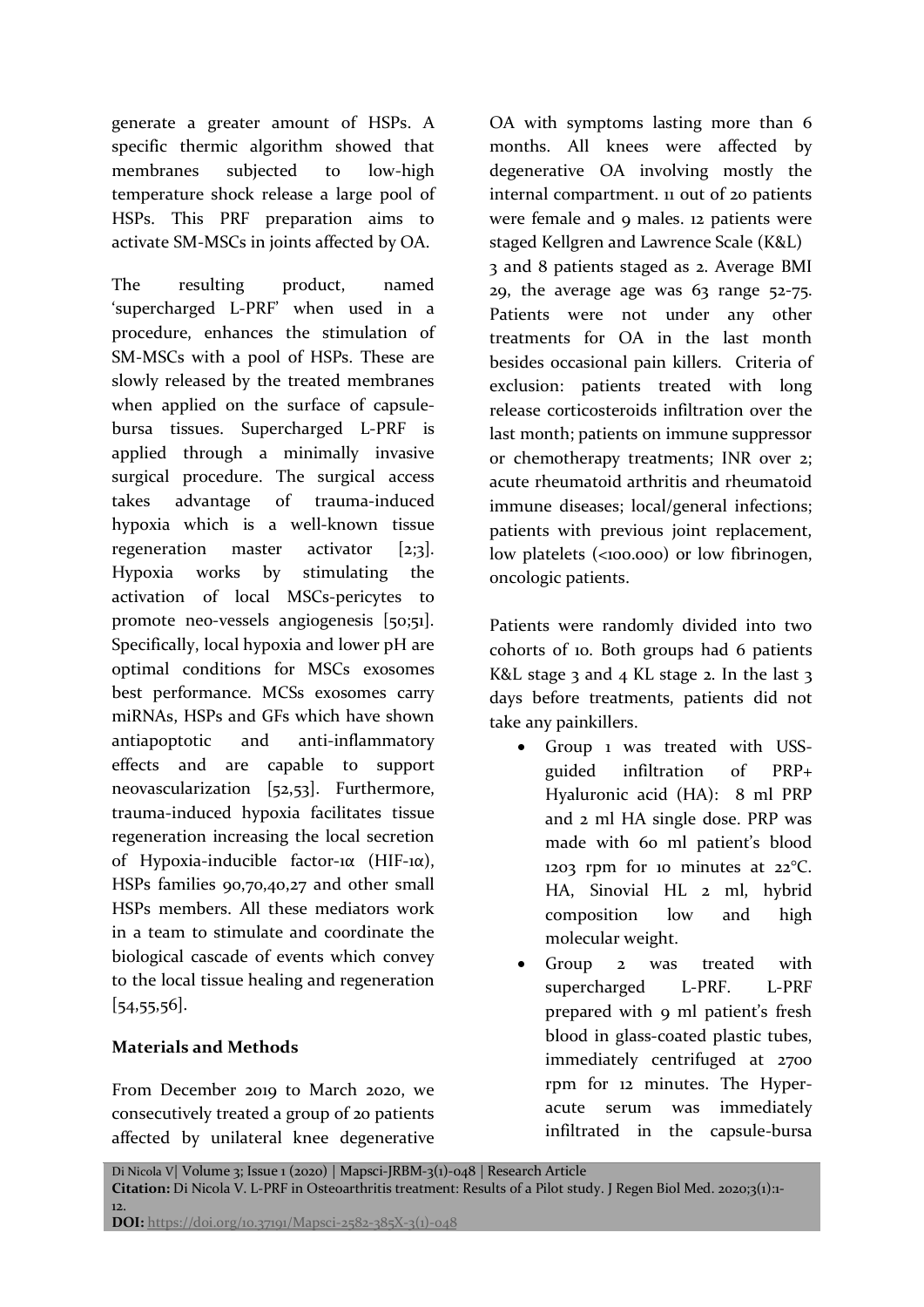generate a greater amount of HSPs. A specific thermic algorithm showed that membranes subjected to low-high temperature shock release a large pool of HSPs. This PRF preparation aims to activate SM-MSCs in joints affected by OA.

The resulting product, named 'supercharged L-PRF' when used in a procedure, enhances the stimulation of SM-MSCs with a pool of HSPs. These are slowly released by the treated membranes when applied on the surface of capsule-bursa tissues. Supercharged L-PRF is applied through a minimally invasive surgical procedure. The surgical access takes advantage of trauma-induced hypoxia which is a well-known tissue regeneration master activator [2;3]. Hypoxia works by stimulating the activation of local MSCs-pericytes to promote neo-vessels angiogenesis [50;51]. Specifically, local hypoxia and lower pH are optimal conditions for MSCs exosomes best performance. MCSs exosomes carry miRNAs, HSPs and GFs which have shown antiapoptotic and anti-inflammatory effects and are capable to support neovascularization [52,53]. Furthermore, trauma-induced hypoxia facilitates tissue regeneration increasing the local secretion of Hypoxia-inducible factor-1α (HIF-1α), HSPs families 90,70,40,27 and other small HSPs members. All these mediators work in a team to stimulate and coordinate the biological cascade of events which convey to the local tissue healing and regeneration [54,55,56].

**Materials and Methods**

From December 2019 to March 2020, we consecutively treated a group of 20 patients affected by unilateral knee degenerative OA with symptoms lasting more than 6 months. All knees were affected by degenerative OA involving mostly the internal compartment. 11 out of 20 patients were female and 9 males. 12 patients were staged Kellgren and Lawrence Scale (K&L) 3 and 8 patients staged as 2. Average BMI 29, the average age was 63 range 52-75. Patients were not under any other treatments for OA in the last month besides occasional pain killers. Criteria of exclusion: patients treated with long release corticosteroids infiltration over the last month; patients on immune suppressor or chemotherapy treatments; INR over 2; acute rheumatoid arthritis and rheumatoid immune diseases; local/general infections; patients with previous joint replacement, low platelets (<100.000) or low fibrinogen, oncologic patients.

Patients were randomly divided into two cohorts of 10. Both groups had 6 patients K&L stage 3 and 4 KL stage 2. In the last 3 days before treatments, patients did not take any painkillers.

- Group 1 was treated with USS-guided infiltration of PRP+ Hyaluronic acid (HA): 8 ml PRP and 2 ml HA single dose. PRP was made with 60 ml patient's blood 1203 rpm for 10 minutes at 22°C. HA, Sinovial HL 2 ml, hybrid composition low and high molecular weight.
- Group 2 was treated with supercharged L-PRF. L-PRF prepared with 9 ml patient's fresh blood in glass-coated plastic tubes, immediately centrifuged at 2700 rpm for 12 minutes. The Hyper-acute serum was immediately infiltrated in the capsule-bursa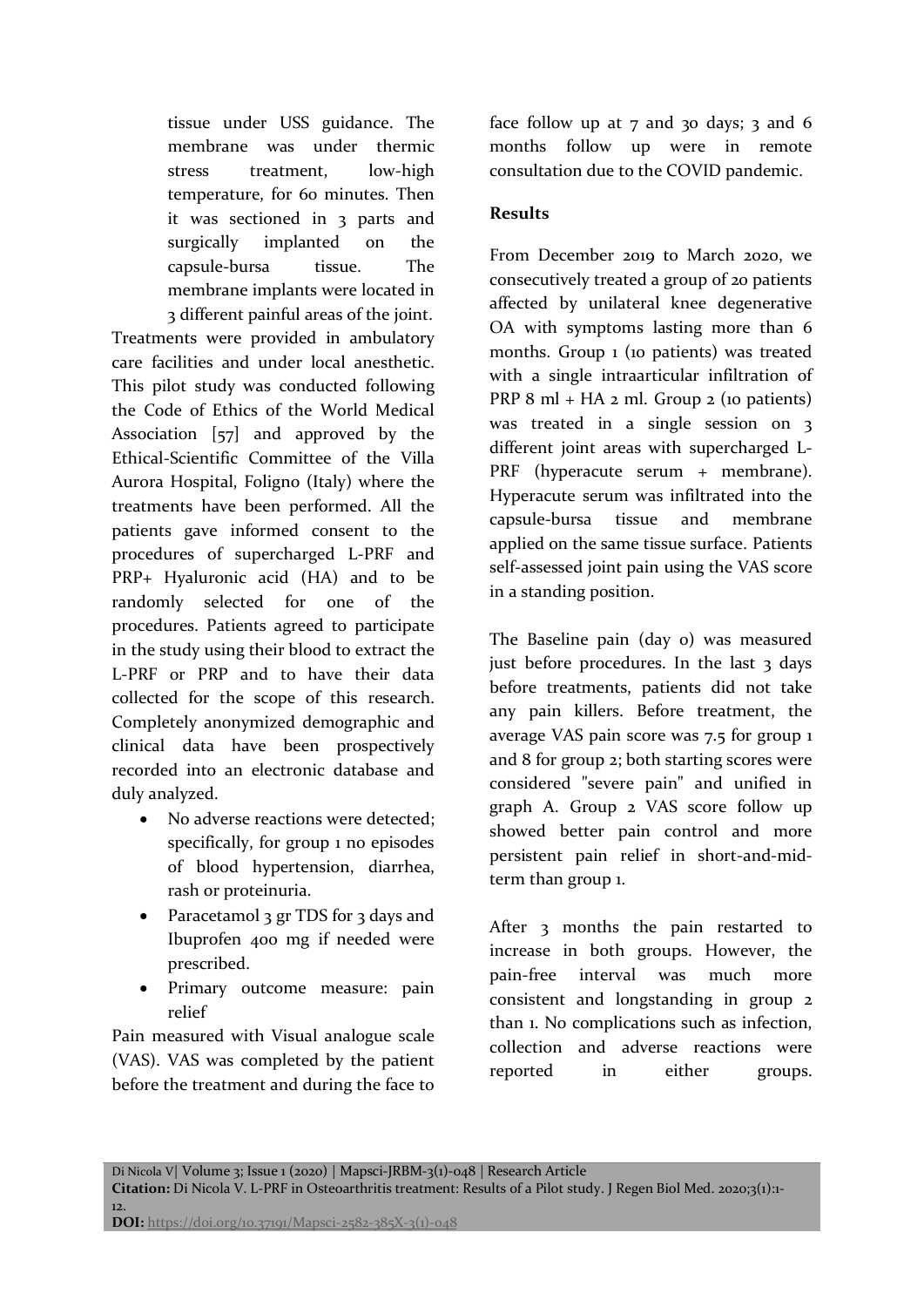tissue under USS guidance. The membrane was under thermic stress treatment, low-high temperature, for 60 minutes. Then it was sectioned in 3 parts and surgically implanted on the capsule-bursa tissue. The membrane implants were located in 3 different painful areas of the joint.

Treatments were provided in ambulatory care facilities and under local anesthetic. This pilot study was conducted following the Code of Ethics of the World Medical Association [57] and approved by the Ethical-Scientific Committee of the Villa Aurora Hospital, Foligno (Italy) where the treatments have been performed. All the patients gave informed consent to the procedures of supercharged L-PRF and PRP+ Hyaluronic acid (HA) and to be randomly selected for one of the procedures. Patients agreed to participate in the study using their blood to extract the L-PRF or PRP and to have their data collected for the scope of this research. Completely anonymized demographic and clinical data have been prospectively recorded into an electronic database and duly analyzed.

- No adverse reactions were detected; specifically, for group 1 no episodes of blood hypertension, diarrhea, rash or proteinuria.
- Paracetamol 3 gr TDS for 3 days and Ibuprofen 400 mg if needed were prescribed.
- Primary outcome measure: pain relief

Pain measured with Visual analogue scale (VAS). VAS was completed by the patient before the treatment and during the face to face follow up at 7 and 30 days; 3 and 6 months follow up were in remote consultation due to the COVID pandemic.

**Results**

From December 2019 to March 2020, we consecutively treated a group of 20 patients affected by unilateral knee degenerative OA with symptoms lasting more than 6 months. Group 1 (10 patients) was treated with a single intraarticular infiltration of PRP 8 ml + HA 2 ml. Group 2 (10 patients) was treated in a single session on 3 different joint areas with supercharged L-PRF (hyperacute serum + membrane). Hyperacute serum was infiltrated into the capsule-bursa tissue and membrane applied on the same tissue surface. Patients self-assessed joint pain using the VAS score in a standing position.

The Baseline pain (day 0) was measured just before procedures. In the last 3 days before treatments, patients did not take any pain killers. Before treatment, the average VAS pain score was 7.5 for group 1 and 8 for group 2; both starting scores were considered "severe pain" and unified in graph A. Group 2 VAS score follow up showed better pain control and more persistent pain relief in short-and-mid-term than group 1.

After 3 months the pain restarted to increase in both groups. However, the pain-free interval was much more consistent and longstanding in group 2 than 1. No complications such as infection, collection and adverse reactions were reported in either groups.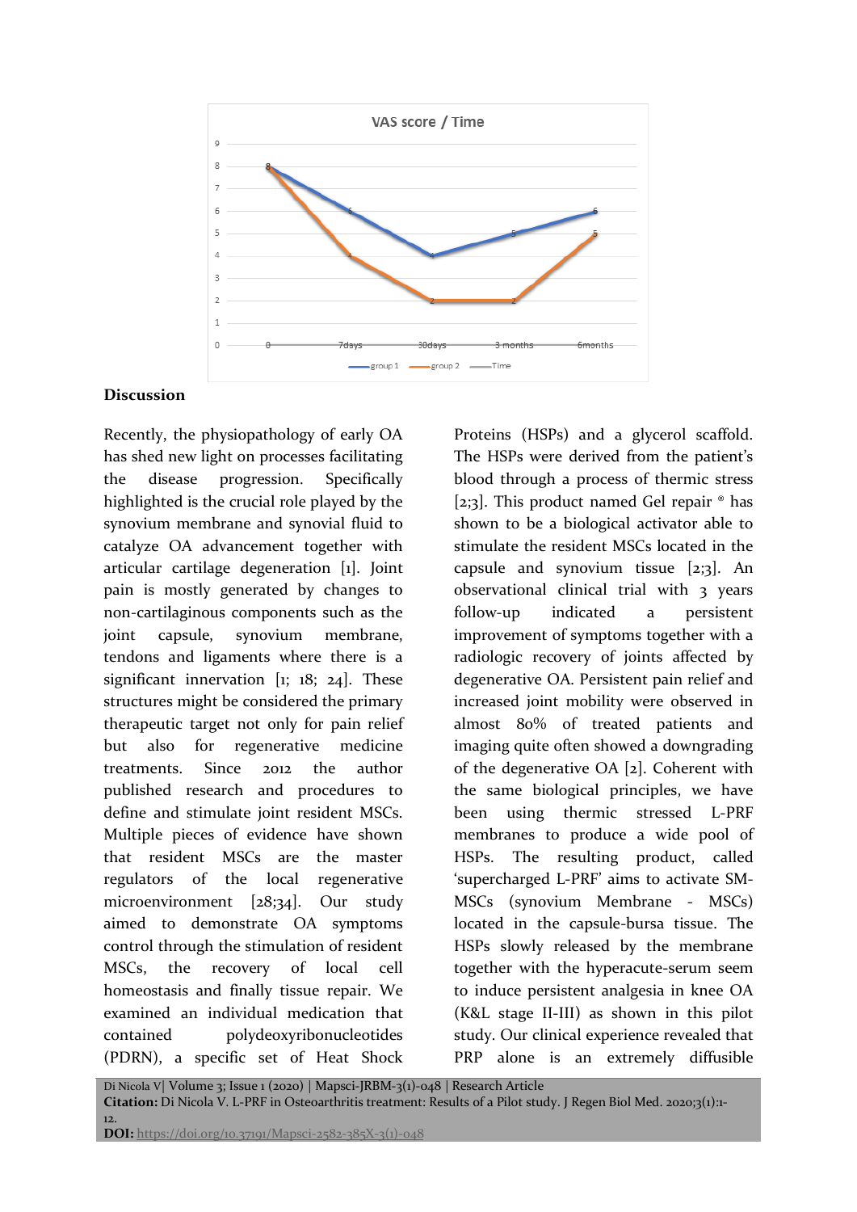VAS score / Time

| | 0 | 7days | 30days | 3 months | 6months |
|---|---|---|---|---|---|
| group 1 | 8 | 6 | 4 | 5 | 6 |
| group 2 | 8 | 4 | 2 | 2 | 5 |

## Discussion

Recently, the physiopathology of early OA has shed new light on processes facilitating the disease progression. Specifically highlighted is the crucial role played by the synovium membrane and synovial fluid to catalyze OA advancement together with articular cartilage degeneration [1]. Joint pain is mostly generated by changes to non-cartilaginous components such as the joint capsule, synovium membrane, tendons and ligaments where there is a significant innervation [1; 18; 24]. These structures might be considered the primary therapeutic target not only for pain relief but also for regenerative medicine treatments. Since 2012 the author published research and procedures to define and stimulate joint resident MSCs. Multiple pieces of evidence have shown that resident MSCs are the master regulators of the local regenerative microenvironment [28;34]. Our study aimed to demonstrate OA symptoms control through the stimulation of resident MSCs, the recovery of local cell homeostasis and finally tissue repair. We examined an individual medication that contained polydeoxyribonucleotides (PDRN), a specific set of Heat Shock Proteins (HSPs) and a glycerol scaffold. The HSPs were derived from the patient's blood through a process of thermic stress [2;3]. This product named Gel repair ® has shown to be a biological activator able to stimulate the resident MSCs located in the capsule and synovium tissue [2;3]. An observational clinical trial with 3 years follow-up indicated a persistent improvement of symptoms together with a radiologic recovery of joints affected by degenerative OA. Persistent pain relief and increased joint mobility were observed in almost 80% of treated patients and imaging quite often showed a downgrading of the degenerative OA [2]. Coherent with the same biological principles, we have been using thermic stressed L-PRF membranes to produce a wide pool of HSPs. The resulting product, called 'supercharged L-PRF' aims to activate SM-MSCs (synovium Membrane - MSCs) located in the capsule-bursa tissue. The HSPs slowly released by the membrane together with the hyperacute-serum seem to induce persistent analgesia in knee OA (K&L stage II-III) as shown in this pilot study. Our clinical experience revealed that PRP alone is an extremely diffusible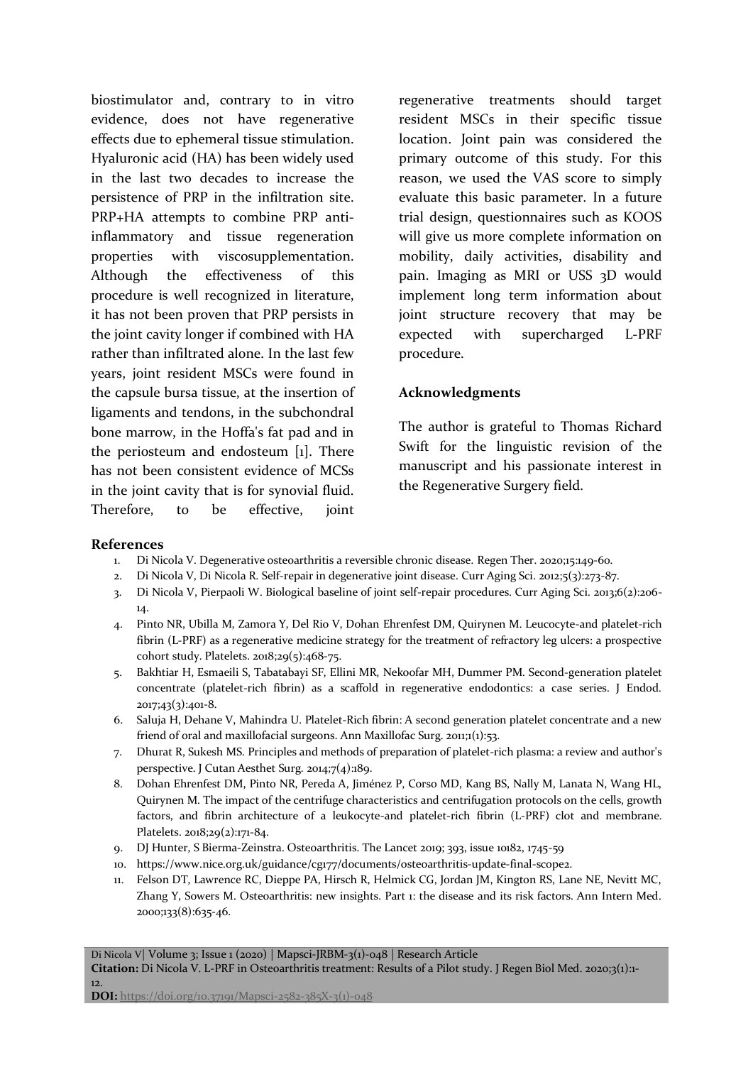biostimulator and, contrary to in vitro evidence, does not have regenerative effects due to ephemeral tissue stimulation. Hyaluronic acid (HA) has been widely used in the last two decades to increase the persistence of PRP in the infiltration site. PRP+HA attempts to combine PRP anti-inflammatory and tissue regeneration properties with viscosupplementation. Although the effectiveness of this procedure is well recognized in literature, it has not been proven that PRP persists in the joint cavity longer if combined with HA rather than infiltrated alone. In the last few years, joint resident MSCs were found in the capsule bursa tissue, at the insertion of ligaments and tendons, in the subchondral bone marrow, in the Hoffa's fat pad and in the periosteum and endosteum [1]. There has not been consistent evidence of MCSs in the joint cavity that is for synovial fluid. Therefore, to be effective, joint regenerative treatments should target resident MSCs in their specific tissue location. Joint pain was considered the primary outcome of this study. For this reason, we used the VAS score to simply evaluate this basic parameter. In a future trial design, questionnaires such as KOOS will give us more complete information on mobility, daily activities, disability and pain. Imaging as MRI or USS 3D would implement long term information about joint structure recovery that may be expected with supercharged L-PRF procedure.

## Acknowledgments

The author is grateful to Thomas Richard Swift for the linguistic revision of the manuscript and his passionate interest in the Regenerative Surgery field.

## References

1. Di Nicola V. Degenerative osteoarthritis a reversible chronic disease. Regen Ther. 2020;15:149-60.
2. Di Nicola V, Di Nicola R. Self-repair in degenerative joint disease. Curr Aging Sci. 2012;5(3):273-87.
3. Di Nicola V, Pierpaoli W. Biological baseline of joint self-repair procedures. Curr Aging Sci. 2013;6(2):206-14.
4. Pinto NR, Ubilla M, Zamora Y, Del Rio V, Dohan Ehrenfest DM, Quirynen M. Leucocyte-and platelet-rich fibrin (L-PRF) as a regenerative medicine strategy for the treatment of refractory leg ulcers: a prospective cohort study. Platelets. 2018;29(5):468-75.
5. Bakhtiar H, Esmaeili S, Tabatabayi SF, Ellini MR, Nekoofar MH, Dummer PM. Second-generation platelet concentrate (platelet-rich fibrin) as a scaffold in regenerative endodontics: a case series. J Endod. 2017;43(3):401-8.
6. Saluja H, Dehane V, Mahindra U. Platelet-Rich fibrin: A second generation platelet concentrate and a new friend of oral and maxillofacial surgeons. Ann Maxillofac Surg. 2011;1(1):53.
7. Dhurat R, Sukesh MS. Principles and methods of preparation of platelet-rich plasma: a review and author's perspective. J Cutan Aesthet Surg. 2014;7(4):189.
8. Dohan Ehrenfest DM, Pinto NR, Pereda A, Jiménez P, Corso MD, Kang BS, Nally M, Lanata N, Wang HL, Quirynen M. The impact of the centrifuge characteristics and centrifugation protocols on the cells, growth factors, and fibrin architecture of a leukocyte-and platelet-rich fibrin (L-PRF) clot and membrane. Platelets. 2018;29(2):171-84.
9. DJ Hunter, S Bierma-Zeinstra. Osteoarthritis. The Lancet 2019; 393, issue 10182, 1745-59
10. https://www.nice.org.uk/guidance/cg177/documents/osteoarthritis-update-final-scope2.
11. Felson DT, Lawrence RC, Dieppe PA, Hirsch R, Helmick CG, Jordan JM, Kington RS, Lane NE, Nevitt MC, Zhang Y, Sowers M. Osteoarthritis: new insights. Part 1: the disease and its risk factors. Ann Intern Med. 2000;133(8):635-46.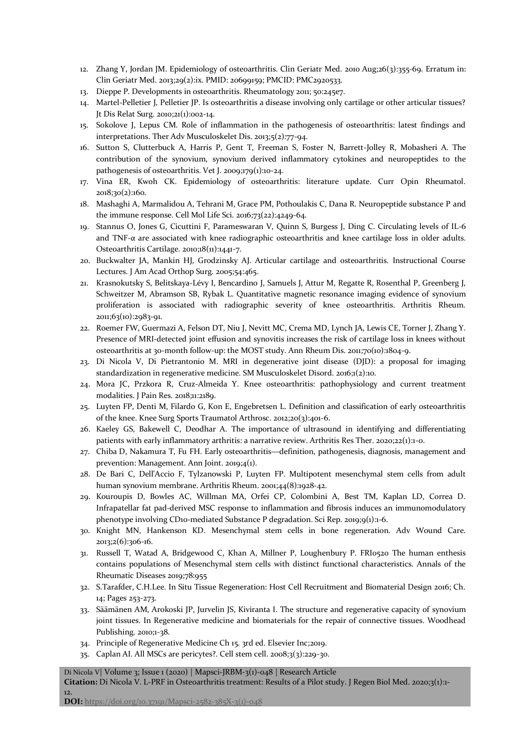12. Zhang Y, Jordan JM. Epidemiology of osteoarthritis. Clin Geriatr Med. 2010 Aug;26(3):355-69. Erratum in: Clin Geriatr Med. 2013;29(2):ix. PMID: 20699159; PMCID: PMC2920533.
13. Dieppe P. Developments in osteoarthritis. Rheumatology 2011; 50:245e7.
14. Martel-Pelletier J, Pelletier JP. Is osteoarthritis a disease involving only cartilage or other articular tissues? Jt Dis Relat Surg. 2010;21(1):002-14.
15. Sokolove J, Lepus CM. Role of inflammation in the pathogenesis of osteoarthritis: latest findings and interpretations. Ther Adv Musculoskelet Dis. 2013;5(2):77-94.
16. Sutton S, Clutterbuck A, Harris P, Gent T, Freeman S, Foster N, Barrett-Jolley R, Mobasheri A. The contribution of the synovium, synovium derived inflammatory cytokines and neuropeptides to the pathogenesis of osteoarthritis. Vet J. 2009;179(1):10-24.
17. Vina ER, Kwoh CK. Epidemiology of osteoarthritis: literature update. Curr Opin Rheumatol. 2018;30(2):160.
18. Mashaghi A, Marmalidou A, Tehrani M, Grace PM, Pothoulakis C, Dana R. Neuropeptide substance P and the immune response. Cell Mol Life Sci. 2016;73(22):4249-64.
19. Stannus O, Jones G, Cicuttini F, Parameswaran V, Quinn S, Burgess J, Ding C. Circulating levels of IL-6 and TNF-α are associated with knee radiographic osteoarthritis and knee cartilage loss in older adults. Osteoarthritis Cartilage. 2010;18(11):1441-7.
20. Buckwalter JA, Mankin HJ, Grodzinsky AJ. Articular cartilage and osteoarthritis. Instructional Course Lectures. J Am Acad Orthop Surg. 2005;54:465.
21. Krasnokutsky S, Belitskaya-Lévy I, Bencardino J, Samuels J, Attur M, Regatte R, Rosenthal P, Greenberg J, Schweitzer M, Abramson SB, Rybak L. Quantitative magnetic resonance imaging evidence of synovium proliferation is associated with radiographic severity of knee osteoarthritis. Arthritis Rheum. 2011;63(10):2983-91.
22. Roemer FW, Guermazi A, Felson DT, Niu J, Nevitt MC, Crema MD, Lynch JA, Lewis CE, Torner J, Zhang Y. Presence of MRI-detected joint effusion and synovitis increases the risk of cartilage loss in knees without osteoarthritis at 30-month follow-up: the MOST study. Ann Rheum Dis. 2011;70(10):1804-9.
23. Di Nicola V, Di Pietrantonio M. MRI in degenerative joint disease (DJD): a proposal for imaging standardization in regenerative medicine. SM Musculoskelet Disord. 2016;1(2):10.
24. Mora JC, Przkora R, Cruz-Almeida Y. Knee osteoarthritis: pathophysiology and current treatment modalities. J Pain Res. 2018;11:2189.
25. Luyten FP, Denti M, Filardo G, Kon E, Engebretsen L. Definition and classification of early osteoarthritis of the knee. Knee Surg Sports Traumatol Arthrosc. 2012;20(3):401-6.
26. Kaeley GS, Bakewell C, Deodhar A. The importance of ultrasound in identifying and differentiating patients with early inflammatory arthritis: a narrative review. Arthritis Res Ther. 2020;22(1):1-0.
27. Chiba D, Nakamura T, Fu FH. Early osteoarthritis—definition, pathogenesis, diagnosis, management and prevention: Management. Ann Joint. 2019;4(1).
28. De Bari C, Dell'Accio F, Tylzanowski P, Luyten FP. Multipotent mesenchymal stem cells from adult human synovium membrane. Arthritis Rheum. 2001;44(8):1928-42.
29. Kouroupis D, Bowles AC, Willman MA, Orfei CP, Colombini A, Best TM, Kaplan LD, Correa D. Infrapatellar fat pad-derived MSC response to inflammation and fibrosis induces an immunomodulatory phenotype involving CD10-mediated Substance P degradation. Sci Rep. 2019;9(1):1-6.
30. Knight MN, Hankenson KD. Mesenchymal stem cells in bone regeneration. Adv Wound Care. 2013;2(6):306-16.
31. Russell T, Watad A, Bridgewood C, Khan A, Millner P, Loughenbury P. FRI0520 The human enthesis contains populations of Mesenchymal stem cells with distinct functional characteristics. Annals of the Rheumatic Diseases 2019;78:955
32. S.Tarafder, C.H.Lee. In Situ Tissue Regeneration: Host Cell Recruitment and Biomaterial Design 2016; Ch. 14; Pages 253-273.
33. Säämänen AM, Arokoski JP, Jurvelin JS, Kiviranta I. The structure and regenerative capacity of synovium joint tissues. In Regenerative medicine and biomaterials for the repair of connective tissues. Woodhead Publishing. 2010;1-38.
34. Principle of Regenerative Medicine Ch 15. 3rd ed. Elsevier Inc;2019.
35. Caplan AI. All MSCs are pericytes?. Cell stem cell. 2008;3(3):229-30.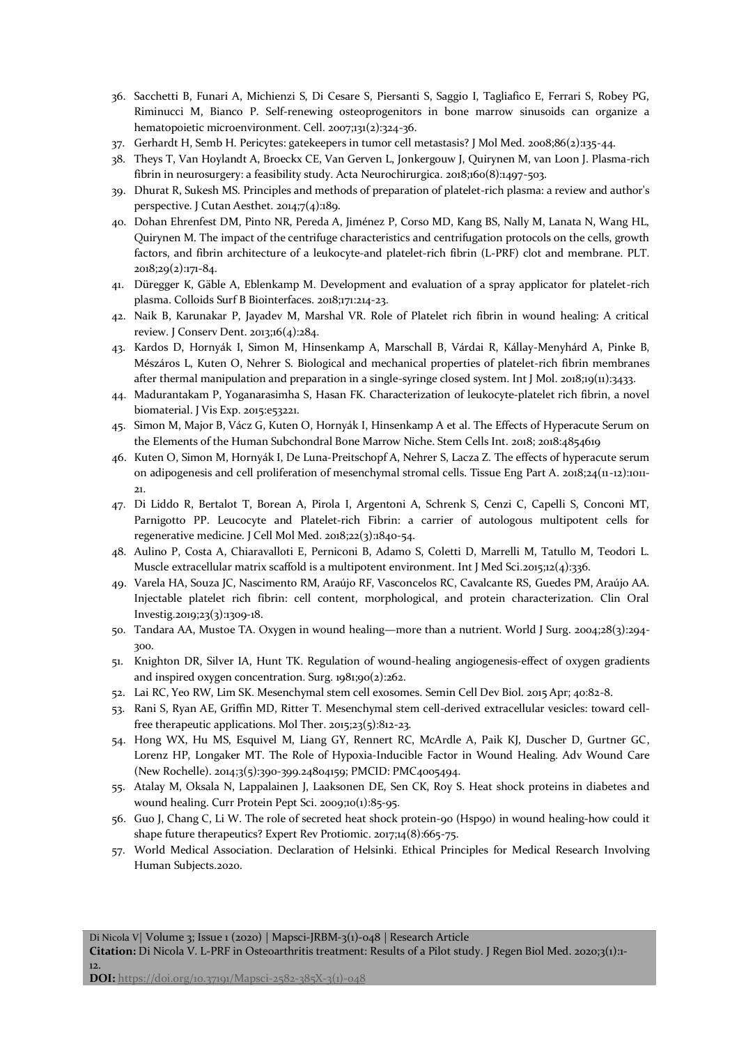36. Sacchetti B, Funari A, Michienzi S, Di Cesare S, Piersanti S, Saggio I, Tagliafico E, Ferrari S, Robey PG, Riminucci M, Bianco P. Self-renewing osteoprogenitors in bone marrow sinusoids can organize a hematopoietic microenvironment. Cell. 2007;131(2):324-36.
37. Gerhardt H, Semb H. Pericytes: gatekeepers in tumor cell metastasis? J Mol Med. 2008;86(2):135-44.
38. Theys T, Van Hoylandt A, Broeckx CE, Van Gerven L, Jonkergouw J, Quirynen M, van Loon J. Plasma-rich fibrin in neurosurgery: a feasibility study. Acta Neurochirurgica. 2018;160(8):1497-503.
39. Dhurat R, Sukesh MS. Principles and methods of preparation of platelet-rich plasma: a review and author's perspective. J Cutan Aesthet. 2014;7(4):189.
40. Dohan Ehrenfest DM, Pinto NR, Pereda A, Jiménez P, Corso MD, Kang BS, Nally M, Lanata N, Wang HL, Quirynen M. The impact of the centrifuge characteristics and centrifugation protocols on the cells, growth factors, and fibrin architecture of a leukocyte-and platelet-rich fibrin (L-PRF) clot and membrane. PLT. 2018;29(2):171-84.
41. Düregger K, Gäble A, Eblenkamp M. Development and evaluation of a spray applicator for platelet-rich plasma. Colloids Surf B Biointerfaces. 2018;171:214-23.
42. Naik B, Karunakar P, Jayadev M, Marshal VR. Role of Platelet rich fibrin in wound healing: A critical review. J Conserv Dent. 2013;16(4):284.
43. Kardos D, Hornyák I, Simon M, Hinsenkamp A, Marschall B, Várdai R, Kállay-Menyhárd A, Pinke B, Mészáros L, Kuten O, Nehrer S. Biological and mechanical properties of platelet-rich fibrin membranes after thermal manipulation and preparation in a single-syringe closed system. Int J Mol. 2018;19(11):3433.
44. Madurantakam P, Yoganarasimha S, Hasan FK. Characterization of leukocyte-platelet rich fibrin, a novel biomaterial. J Vis Exp. 2015:e53221.
45. Simon M, Major B, Vácz G, Kuten O, Hornyák I, Hinsenkamp A et al. The Effects of Hyperacute Serum on the Elements of the Human Subchondral Bone Marrow Niche. Stem Cells Int. 2018; 2018:4854619
46. Kuten O, Simon M, Hornyák I, De Luna-Preitschopf A, Nehrer S, Lacza Z. The effects of hyperacute serum on adipogenesis and cell proliferation of mesenchymal stromal cells. Tissue Eng Part A. 2018;24(11-12):1011-21.
47. Di Liddo R, Bertalot T, Borean A, Pirola I, Argentoni A, Schrenk S, Cenzi C, Capelli S, Conconi MT, Parnigotto PP. Leucocyte and Platelet-rich Fibrin: a carrier of autologous multipotent cells for regenerative medicine. J Cell Mol Med. 2018;22(3):1840-54.
48. Aulino P, Costa A, Chiaravalloti E, Perniconi B, Adamo S, Coletti D, Marrelli M, Tatullo M, Teodori L. Muscle extracellular matrix scaffold is a multipotent environment. Int J Med Sci.2015;12(4):336.
49. Varela HA, Souza JC, Nascimento RM, Araújo RF, Vasconcelos RC, Cavalcante RS, Guedes PM, Araújo AA. Injectable platelet rich fibrin: cell content, morphological, and protein characterization. Clin Oral Investig.2019;23(3):1309-18.
50. Tandara AA, Mustoe TA. Oxygen in wound healing—more than a nutrient. World J Surg. 2004;28(3):294-300.
51. Knighton DR, Silver IA, Hunt TK. Regulation of wound-healing angiogenesis-effect of oxygen gradients and inspired oxygen concentration. Surg. 1981;90(2):262.
52. Lai RC, Yeo RW, Lim SK. Mesenchymal stem cell exosomes. Semin Cell Dev Biol. 2015 Apr; 40:82-8.
53. Rani S, Ryan AE, Griffin MD, Ritter T. Mesenchymal stem cell-derived extracellular vesicles: toward cell-free therapeutic applications. Mol Ther. 2015;23(5):812-23.
54. Hong WX, Hu MS, Esquivel M, Liang GY, Rennert RC, McArdle A, Paik KJ, Duscher D, Gurtner GC, Lorenz HP, Longaker MT. The Role of Hypoxia-Inducible Factor in Wound Healing. Adv Wound Care (New Rochelle). 2014;3(5):390-399.24804159; PMCID: PMC4005494.
55. Atalay M, Oksala N, Lappalainen J, Laaksonen DE, Sen CK, Roy S. Heat shock proteins in diabetes and wound healing. Curr Protein Pept Sci. 2009;10(1):85-95.
56. Guo J, Chang C, Li W. The role of secreted heat shock protein-90 (Hsp90) in wound healing-how could it shape future therapeutics? Expert Rev Protiomic. 2017;14(8):665-75.
57. World Medical Association. Declaration of Helsinki. Ethical Principles for Medical Research Involving Human Subjects.2020.